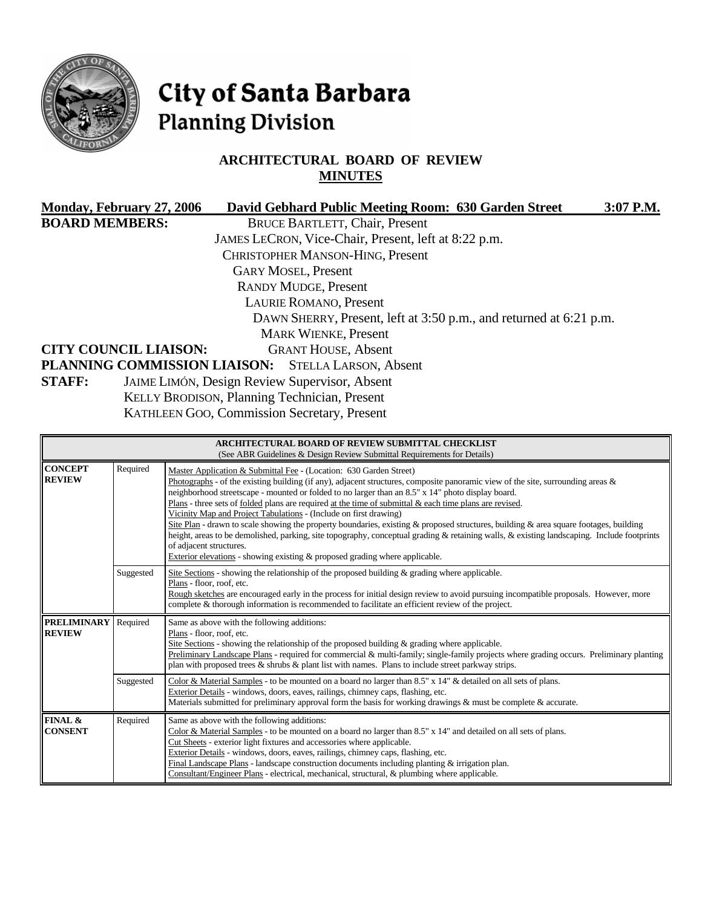# City of Santa Barbara
## Planning Division

### ARCHITECTURAL BOARD OF REVIEW
### MINUTES

**Monday, February 27, 2006 David Gebhard Public Meeting Room: 630 Garden Street 3:07 P.M.**

**BOARD MEMBERS:**
BRUCE BARTLETT, Chair, Present
JAMES LECRON, Vice-Chair, Present, left at 8:22 p.m.
CHRISTOPHER MANSON-HING, Present
GARY MOSEL, Present
RANDY MUDGE, Present
LAURIE ROMANO, Present
DAWN SHERRY, Present, left at 3:50 p.m., and returned at 6:21 p.m.
MARK WIENKE, Present

**CITY COUNCIL LIAISON:** GRANT HOUSE, Absent

**PLANNING COMMISSION LIAISON:** STELLA LARSON, Absent

**STAFF:**
JAIME LIMÓN, Design Review Supervisor, Absent
KELLY BRODISON, Planning Technician, Present
KATHLEEN GOO, Commission Secretary, Present

| ARCHITECTURAL BOARD OF REVIEW SUBMITTAL CHECKLIST (See ABR Guidelines & Design Review Submittal Requirements for Details) | | |
|---|---|---|
| **CONCEPT REVIEW** | Required | Master Application & Submittal Fee - (Location: 630 Garden Street)<br>Photographs - of the existing building (if any), adjacent structures, composite panoramic view of the site, surrounding areas & neighborhood streetscape - mounted or folded to no larger than an 8.5" x 14" photo display board.<br>Plans - three sets of folded plans are required at the time of submittal & each time plans are revised.<br>Vicinity Map and Project Tabulations - (Include on first drawing)<br>Site Plan - drawn to scale showing the property boundaries, existing & proposed structures, building & area square footages, building height, areas to be demolished, parking, site topography, conceptual grading & retaining walls, & existing landscaping. Include footprints of adjacent structures.<br>Exterior elevations - showing existing & proposed grading where applicable. |
| | Suggested | Site Sections - showing the relationship of the proposed building & grading where applicable.<br>Plans - floor, roof, etc.<br>Rough sketches are encouraged early in the process for initial design review to avoid pursuing incompatible proposals. However, more complete & thorough information is recommended to facilitate an efficient review of the project. |
| **PRELIMINARY REVIEW** | Required | Same as above with the following additions:<br>Plans - floor, roof, etc.<br>Site Sections - showing the relationship of the proposed building & grading where applicable.<br>Preliminary Landscape Plans - required for commercial & multi-family; single-family projects where grading occurs. Preliminary planting plan with proposed trees & shrubs & plant list with names. Plans to include street parkway strips. |
| | Suggested | Color & Material Samples - to be mounted on a board no larger than 8.5" x 14" & detailed on all sets of plans.<br>Exterior Details - windows, doors, eaves, railings, chimney caps, flashing, etc.<br>Materials submitted for preliminary approval form the basis for working drawings & must be complete & accurate. |
| **FINAL & CONSENT** | Required | Same as above with the following additions:<br>Color & Material Samples - to be mounted on a board no larger than 8.5" x 14" and detailed on all sets of plans.<br>Cut Sheets - exterior light fixtures and accessories where applicable.<br>Exterior Details - windows, doors, eaves, railings, chimney caps, flashing, etc.<br>Final Landscape Plans - landscape construction documents including planting & irrigation plan.<br>Consultant/Engineer Plans - electrical, mechanical, structural, & plumbing where applicable. |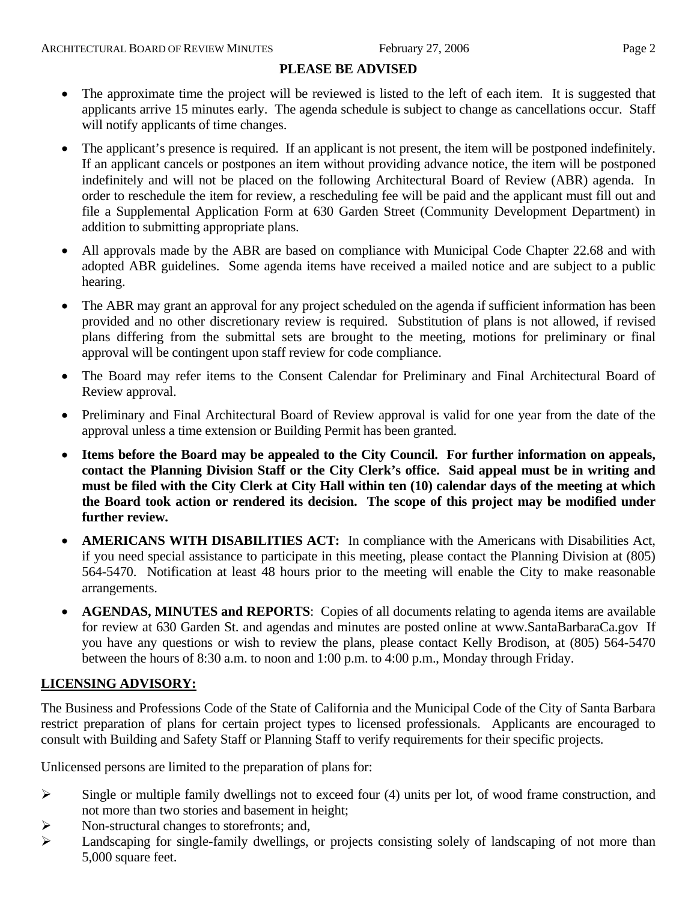## PLEASE BE ADVISED

- The approximate time the project will be reviewed is listed to the left of each item. It is suggested that applicants arrive 15 minutes early. The agenda schedule is subject to change as cancellations occur. Staff will notify applicants of time changes.
- The applicant's presence is required. If an applicant is not present, the item will be postponed indefinitely. If an applicant cancels or postpones an item without providing advance notice, the item will be postponed indefinitely and will not be placed on the following Architectural Board of Review (ABR) agenda. In order to reschedule the item for review, a rescheduling fee will be paid and the applicant must fill out and file a Supplemental Application Form at 630 Garden Street (Community Development Department) in addition to submitting appropriate plans.
- All approvals made by the ABR are based on compliance with Municipal Code Chapter 22.68 and with adopted ABR guidelines. Some agenda items have received a mailed notice and are subject to a public hearing.
- The ABR may grant an approval for any project scheduled on the agenda if sufficient information has been provided and no other discretionary review is required. Substitution of plans is not allowed, if revised plans differing from the submittal sets are brought to the meeting, motions for preliminary or final approval will be contingent upon staff review for code compliance.
- The Board may refer items to the Consent Calendar for Preliminary and Final Architectural Board of Review approval.
- Preliminary and Final Architectural Board of Review approval is valid for one year from the date of the approval unless a time extension or Building Permit has been granted.
- **Items before the Board may be appealed to the City Council. For further information on appeals, contact the Planning Division Staff or the City Clerk's office. Said appeal must be in writing and must be filed with the City Clerk at City Hall within ten (10) calendar days of the meeting at which the Board took action or rendered its decision. The scope of this project may be modified under further review.**
- **AMERICANS WITH DISABILITIES ACT:** In compliance with the Americans with Disabilities Act, if you need special assistance to participate in this meeting, please contact the Planning Division at (805) 564-5470. Notification at least 48 hours prior to the meeting will enable the City to make reasonable arrangements.
- **AGENDAS, MINUTES and REPORTS**: Copies of all documents relating to agenda items are available for review at 630 Garden St. and agendas and minutes are posted online at www.SantaBarbaraCa.gov If you have any questions or wish to review the plans, please contact Kelly Brodison, at (805) 564-5470 between the hours of 8:30 a.m. to noon and 1:00 p.m. to 4:00 p.m., Monday through Friday.

## LICENSING ADVISORY:

The Business and Professions Code of the State of California and the Municipal Code of the City of Santa Barbara restrict preparation of plans for certain project types to licensed professionals. Applicants are encouraged to consult with Building and Safety Staff or Planning Staff to verify requirements for their specific projects.

Unlicensed persons are limited to the preparation of plans for:

- Single or multiple family dwellings not to exceed four (4) units per lot, of wood frame construction, and not more than two stories and basement in height;
- Non-structural changes to storefronts; and,
- Landscaping for single-family dwellings, or projects consisting solely of landscaping of not more than 5,000 square feet.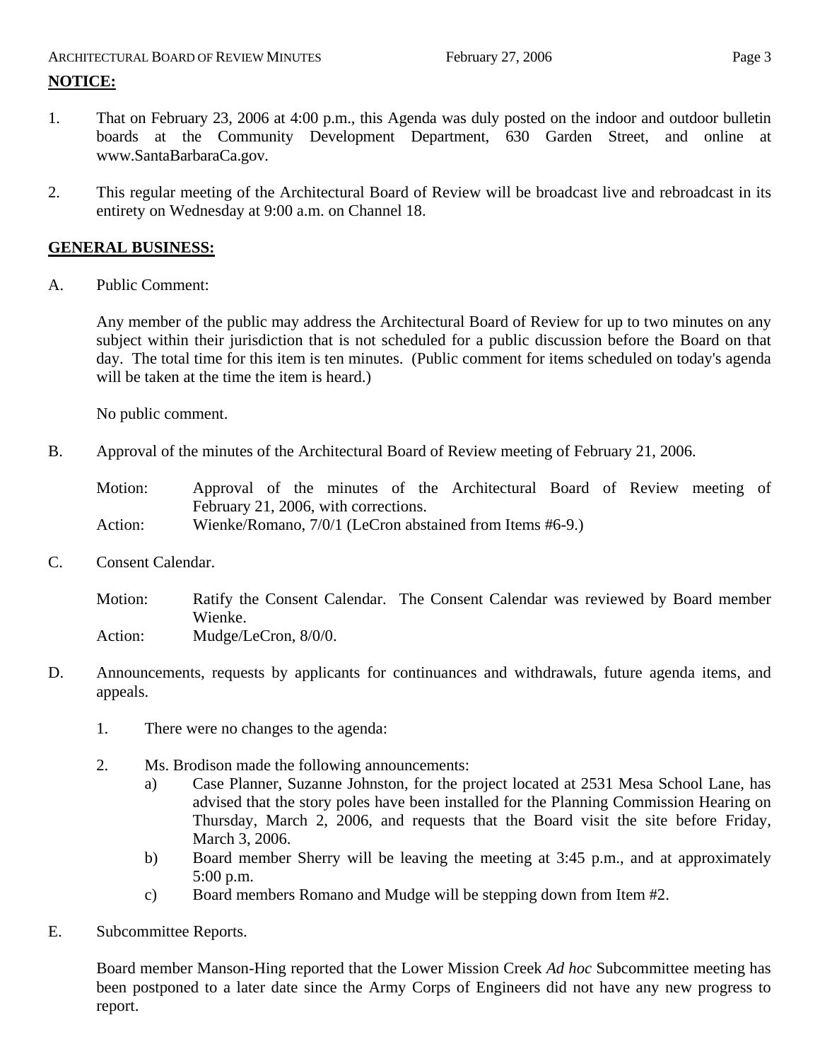**NOTICE:**

1. That on February 23, 2006 at 4:00 p.m., this Agenda was duly posted on the indoor and outdoor bulletin boards at the Community Development Department, 630 Garden Street, and online at www.SantaBarbaraCa.gov.

2. This regular meeting of the Architectural Board of Review will be broadcast live and rebroadcast in its entirety on Wednesday at 9:00 a.m. on Channel 18.

**GENERAL BUSINESS:**

A. Public Comment:

Any member of the public may address the Architectural Board of Review for up to two minutes on any subject within their jurisdiction that is not scheduled for a public discussion before the Board on that day. The total time for this item is ten minutes. (Public comment for items scheduled on today's agenda will be taken at the time the item is heard.)

No public comment.

B. Approval of the minutes of the Architectural Board of Review meeting of February 21, 2006.

Motion: Approval of the minutes of the Architectural Board of Review meeting of February 21, 2006, with corrections.
Action: Wienke/Romano, 7/0/1 (LeCron abstained from Items #6-9.)

C. Consent Calendar.

Motion: Ratify the Consent Calendar. The Consent Calendar was reviewed by Board member Wienke.
Action: Mudge/LeCron, 8/0/0.

D. Announcements, requests by applicants for continuances and withdrawals, future agenda items, and appeals.

1. There were no changes to the agenda:

2. Ms. Brodison made the following announcements:
   a) Case Planner, Suzanne Johnston, for the project located at 2531 Mesa School Lane, has advised that the story poles have been installed for the Planning Commission Hearing on Thursday, March 2, 2006, and requests that the Board visit the site before Friday, March 3, 2006.
   b) Board member Sherry will be leaving the meeting at 3:45 p.m., and at approximately 5:00 p.m.
   c) Board members Romano and Mudge will be stepping down from Item #2.

E. Subcommittee Reports.

Board member Manson-Hing reported that the Lower Mission Creek *Ad hoc* Subcommittee meeting has been postponed to a later date since the Army Corps of Engineers did not have any new progress to report.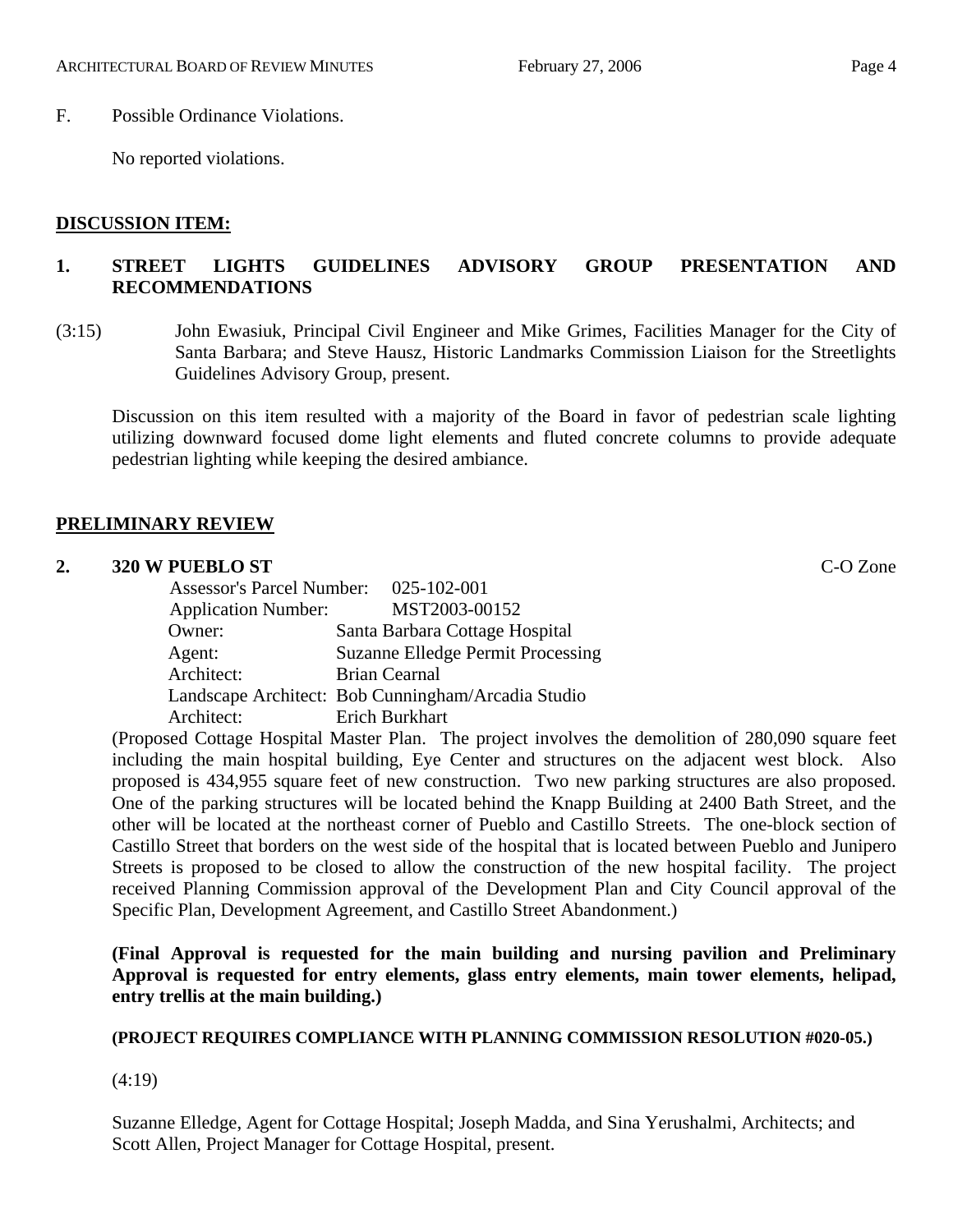F. Possible Ordinance Violations.

No reported violations.

**DISCUSSION ITEM:**

**1. STREET LIGHTS GUIDELINES ADVISORY GROUP PRESENTATION AND RECOMMENDATIONS**

(3:15) John Ewasiuk, Principal Civil Engineer and Mike Grimes, Facilities Manager for the City of Santa Barbara; and Steve Hausz, Historic Landmarks Commission Liaison for the Streetlights Guidelines Advisory Group, present.

Discussion on this item resulted with a majority of the Board in favor of pedestrian scale lighting utilizing downward focused dome light elements and fluted concrete columns to provide adequate pedestrian lighting while keeping the desired ambiance.

**PRELIMINARY REVIEW**

**2. 320 W PUEBLO ST** C-O Zone

Assessor's Parcel Number: 025-102-001
Application Number: MST2003-00152
Owner: Santa Barbara Cottage Hospital
Agent: Suzanne Elledge Permit Processing
Architect: Brian Cearnal
Landscape Architect: Bob Cunningham/Arcadia Studio
Architect: Erich Burkhart

(Proposed Cottage Hospital Master Plan. The project involves the demolition of 280,090 square feet including the main hospital building, Eye Center and structures on the adjacent west block. Also proposed is 434,955 square feet of new construction. Two new parking structures are also proposed. One of the parking structures will be located behind the Knapp Building at 2400 Bath Street, and the other will be located at the northeast corner of Pueblo and Castillo Streets. The one-block section of Castillo Street that borders on the west side of the hospital that is located between Pueblo and Junipero Streets is proposed to be closed to allow the construction of the new hospital facility. The project received Planning Commission approval of the Development Plan and City Council approval of the Specific Plan, Development Agreement, and Castillo Street Abandonment.)

**(Final Approval is requested for the main building and nursing pavilion and Preliminary Approval is requested for entry elements, glass entry elements, main tower elements, helipad, entry trellis at the main building.)**

**(PROJECT REQUIRES COMPLIANCE WITH PLANNING COMMISSION RESOLUTION #020-05.)**

(4:19)

Suzanne Elledge, Agent for Cottage Hospital; Joseph Madda, and Sina Yerushalmi, Architects; and Scott Allen, Project Manager for Cottage Hospital, present.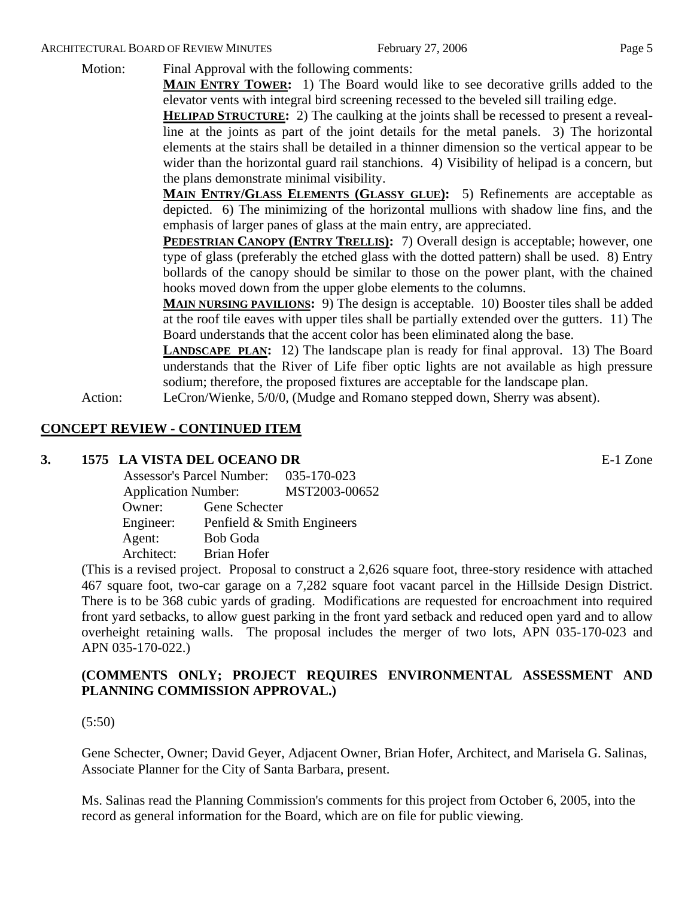Motion: Final Approval with the following comments:

**MAIN ENTRY TOWER:** 1) The Board would like to see decorative grills added to the elevator vents with integral bird screening recessed to the beveled sill trailing edge.

**HELIPAD STRUCTURE:** 2) The caulking at the joints shall be recessed to present a reveal-line at the joints as part of the joint details for the metal panels. 3) The horizontal elements at the stairs shall be detailed in a thinner dimension so the vertical appear to be wider than the horizontal guard rail stanchions. 4) Visibility of helipad is a concern, but the plans demonstrate minimal visibility.

**MAIN ENTRY/GLASS ELEMENTS (GLASSY GLUE):** 5) Refinements are acceptable as depicted. 6) The minimizing of the horizontal mullions with shadow line fins, and the emphasis of larger panes of glass at the main entry, are appreciated.

**PEDESTRIAN CANOPY (ENTRY TRELLIS):** 7) Overall design is acceptable; however, one type of glass (preferably the etched glass with the dotted pattern) shall be used. 8) Entry bollards of the canopy should be similar to those on the power plant, with the chained hooks moved down from the upper globe elements to the columns.

**MAIN NURSING PAVILIONS:** 9) The design is acceptable. 10) Booster tiles shall be added at the roof tile eaves with upper tiles shall be partially extended over the gutters. 11) The Board understands that the accent color has been eliminated along the base.

**LANDSCAPE PLAN:** 12) The landscape plan is ready for final approval. 13) The Board understands that the River of Life fiber optic lights are not available as high pressure sodium; therefore, the proposed fixtures are acceptable for the landscape plan.

Action: LeCron/Wienke, 5/0/0, (Mudge and Romano stepped down, Sherry was absent).

## CONCEPT REVIEW - CONTINUED ITEM

### 3. 1575 LA VISTA DEL OCEANO DR — E-1 Zone

Assessor's Parcel Number: 035-170-023
Application Number: MST2003-00652
Owner: Gene Schecter
Engineer: Penfield & Smith Engineers
Agent: Bob Goda
Architect: Brian Hofer

(This is a revised project. Proposal to construct a 2,626 square foot, three-story residence with attached 467 square foot, two-car garage on a 7,282 square foot vacant parcel in the Hillside Design District. There is to be 368 cubic yards of grading. Modifications are requested for encroachment into required front yard setbacks, to allow guest parking in the front yard setback and reduced open yard and to allow overheight retaining walls. The proposal includes the merger of two lots, APN 035-170-023 and APN 035-170-022.)

**(COMMENTS ONLY; PROJECT REQUIRES ENVIRONMENTAL ASSESSMENT AND PLANNING COMMISSION APPROVAL.)**

(5:50)

Gene Schecter, Owner; David Geyer, Adjacent Owner, Brian Hofer, Architect, and Marisela G. Salinas, Associate Planner for the City of Santa Barbara, present.

Ms. Salinas read the Planning Commission's comments for this project from October 6, 2005, into the record as general information for the Board, which are on file for public viewing.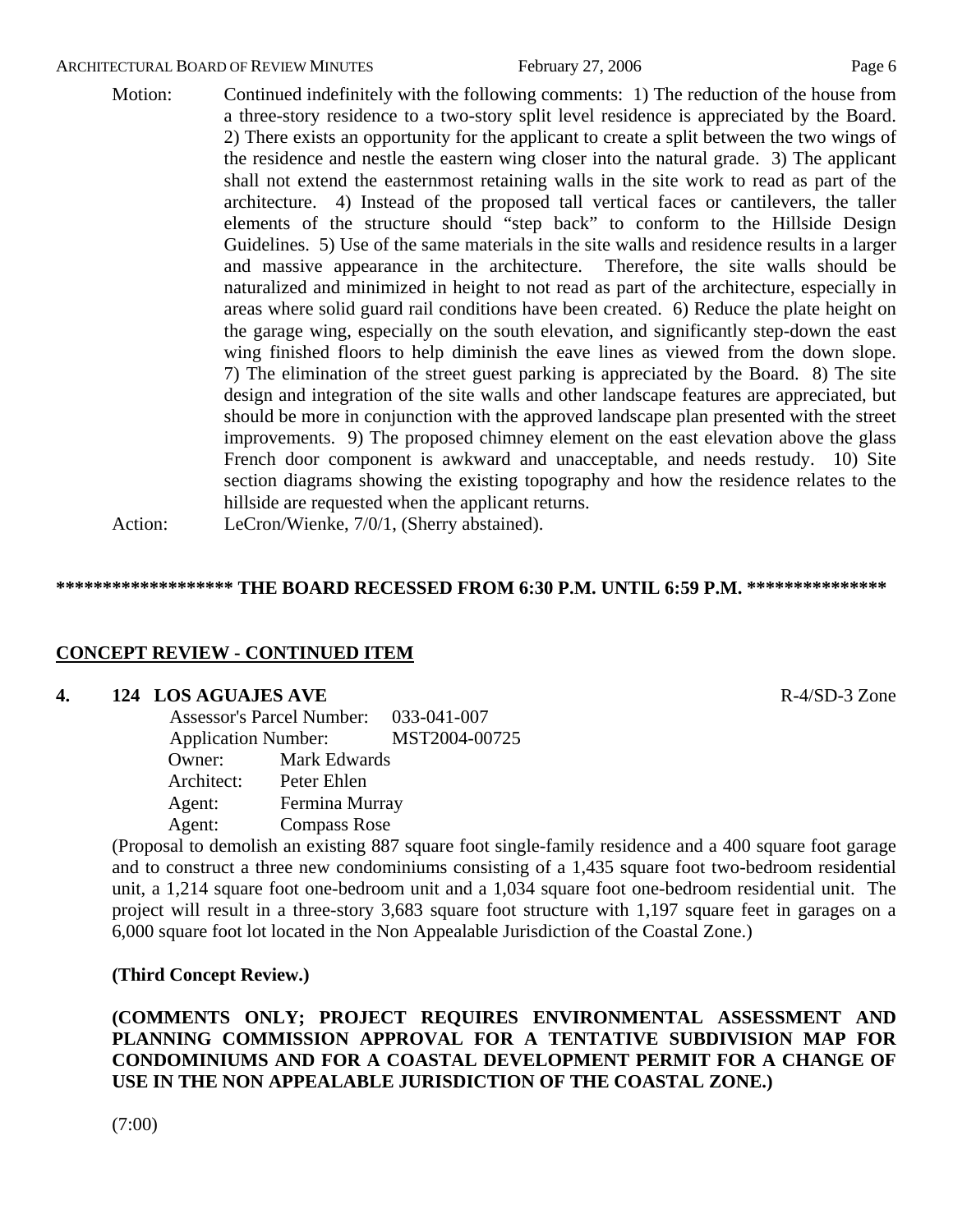Motion: Continued indefinitely with the following comments: 1) The reduction of the house from a three-story residence to a two-story split level residence is appreciated by the Board. 2) There exists an opportunity for the applicant to create a split between the two wings of the residence and nestle the eastern wing closer into the natural grade. 3) The applicant shall not extend the easternmost retaining walls in the site work to read as part of the architecture. 4) Instead of the proposed tall vertical faces or cantilevers, the taller elements of the structure should "step back" to conform to the Hillside Design Guidelines. 5) Use of the same materials in the site walls and residence results in a larger and massive appearance in the architecture. Therefore, the site walls should be naturalized and minimized in height to not read as part of the architecture, especially in areas where solid guard rail conditions have been created. 6) Reduce the plate height on the garage wing, especially on the south elevation, and significantly step-down the east wing finished floors to help diminish the eave lines as viewed from the down slope. 7) The elimination of the street guest parking is appreciated by the Board. 8) The site design and integration of the site walls and other landscape features are appreciated, but should be more in conjunction with the approved landscape plan presented with the street improvements. 9) The proposed chimney element on the east elevation above the glass French door component is awkward and unacceptable, and needs restudy. 10) Site section diagrams showing the existing topography and how the residence relates to the hillside are requested when the applicant returns.

Action: LeCron/Wienke, 7/0/1, (Sherry abstained).

**\*\*\*\*\*\*\*\*\*\*\*\*\*\*\*\*\*\* THE BOARD RECESSED FROM 6:30 P.M. UNTIL 6:59 P.M. \*\*\*\*\*\*\*\*\*\*\*\*\*\*\***

## CONCEPT REVIEW - CONTINUED ITEM

**4. 124 LOS AGUAJES AVE** R-4/SD-3 Zone

Assessor's Parcel Number: 033-041-007
Application Number: MST2004-00725
Owner: Mark Edwards
Architect: Peter Ehlen
Agent: Fermina Murray
Agent: Compass Rose

(Proposal to demolish an existing 887 square foot single-family residence and a 400 square foot garage and to construct a three new condominiums consisting of a 1,435 square foot two-bedroom residential unit, a 1,214 square foot one-bedroom unit and a 1,034 square foot one-bedroom residential unit. The project will result in a three-story 3,683 square foot structure with 1,197 square feet in garages on a 6,000 square foot lot located in the Non Appealable Jurisdiction of the Coastal Zone.)

**(Third Concept Review.)**

**(COMMENTS ONLY; PROJECT REQUIRES ENVIRONMENTAL ASSESSMENT AND PLANNING COMMISSION APPROVAL FOR A TENTATIVE SUBDIVISION MAP FOR CONDOMINIUMS AND FOR A COASTAL DEVELOPMENT PERMIT FOR A CHANGE OF USE IN THE NON APPEALABLE JURISDICTION OF THE COASTAL ZONE.)**

(7:00)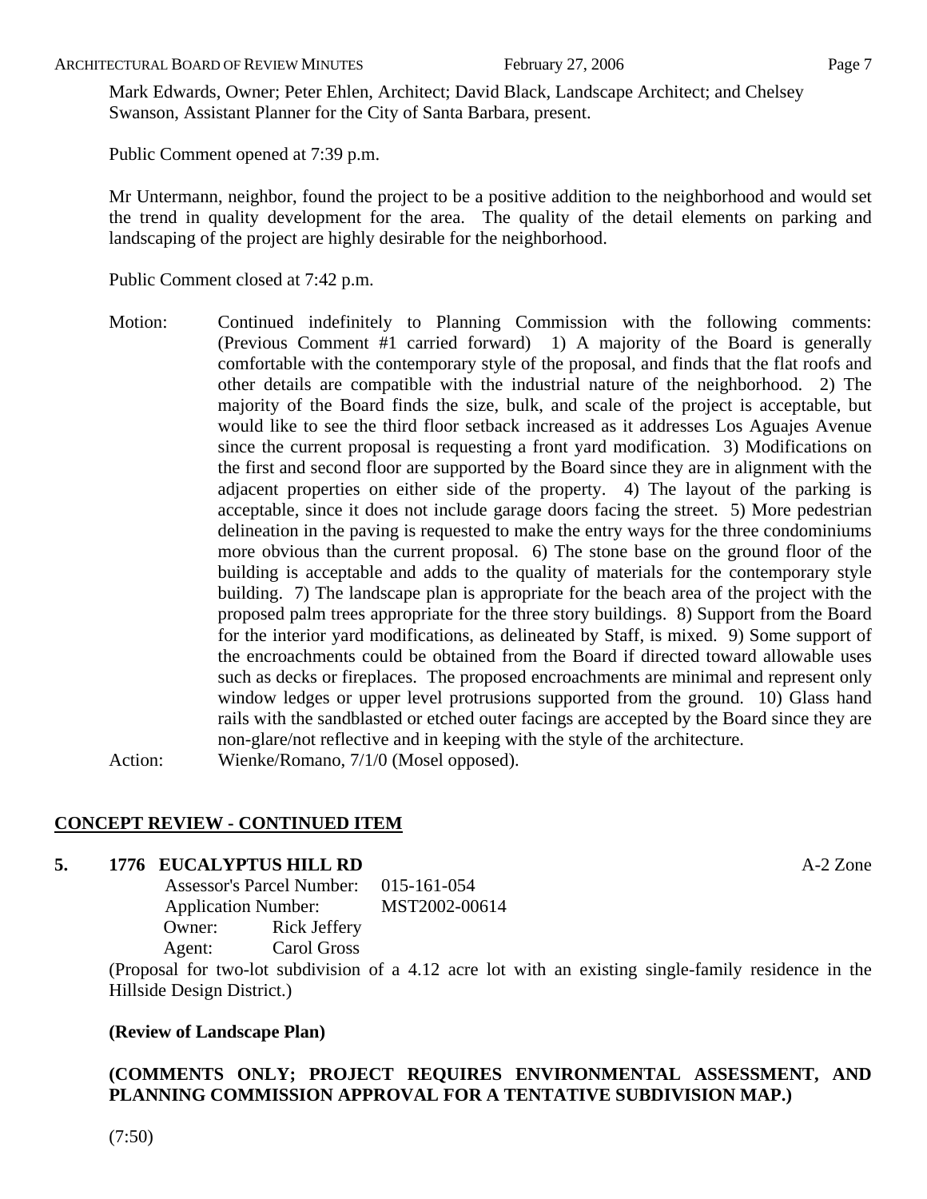Mark Edwards, Owner; Peter Ehlen, Architect; David Black, Landscape Architect; and Chelsey Swanson, Assistant Planner for the City of Santa Barbara, present.

Public Comment opened at 7:39 p.m.

Mr Untermann, neighbor, found the project to be a positive addition to the neighborhood and would set the trend in quality development for the area. The quality of the detail elements on parking and landscaping of the project are highly desirable for the neighborhood.

Public Comment closed at 7:42 p.m.

Motion: Continued indefinitely to Planning Commission with the following comments: (Previous Comment #1 carried forward) 1) A majority of the Board is generally comfortable with the contemporary style of the proposal, and finds that the flat roofs and other details are compatible with the industrial nature of the neighborhood. 2) The majority of the Board finds the size, bulk, and scale of the project is acceptable, but would like to see the third floor setback increased as it addresses Los Aguajes Avenue since the current proposal is requesting a front yard modification. 3) Modifications on the first and second floor are supported by the Board since they are in alignment with the adjacent properties on either side of the property. 4) The layout of the parking is acceptable, since it does not include garage doors facing the street. 5) More pedestrian delineation in the paving is requested to make the entry ways for the three condominiums more obvious than the current proposal. 6) The stone base on the ground floor of the building is acceptable and adds to the quality of materials for the contemporary style building. 7) The landscape plan is appropriate for the beach area of the project with the proposed palm trees appropriate for the three story buildings. 8) Support from the Board for the interior yard modifications, as delineated by Staff, is mixed. 9) Some support of the encroachments could be obtained from the Board if directed toward allowable uses such as decks or fireplaces. The proposed encroachments are minimal and represent only window ledges or upper level protrusions supported from the ground. 10) Glass hand rails with the sandblasted or etched outer facings are accepted by the Board since they are non-glare/not reflective and in keeping with the style of the architecture.

Action: Wienke/Romano, 7/1/0 (Mosel opposed).

## CONCEPT REVIEW - CONTINUED ITEM

**5. 1776 EUCALYPTUS HILL RD** A-2 Zone

Assessor's Parcel Number: 015-161-054
Application Number: MST2002-00614
Owner: Rick Jeffery
Agent: Carol Gross

(Proposal for two-lot subdivision of a 4.12 acre lot with an existing single-family residence in the Hillside Design District.)

**(Review of Landscape Plan)**

**(COMMENTS ONLY; PROJECT REQUIRES ENVIRONMENTAL ASSESSMENT, AND PLANNING COMMISSION APPROVAL FOR A TENTATIVE SUBDIVISION MAP.)**

(7:50)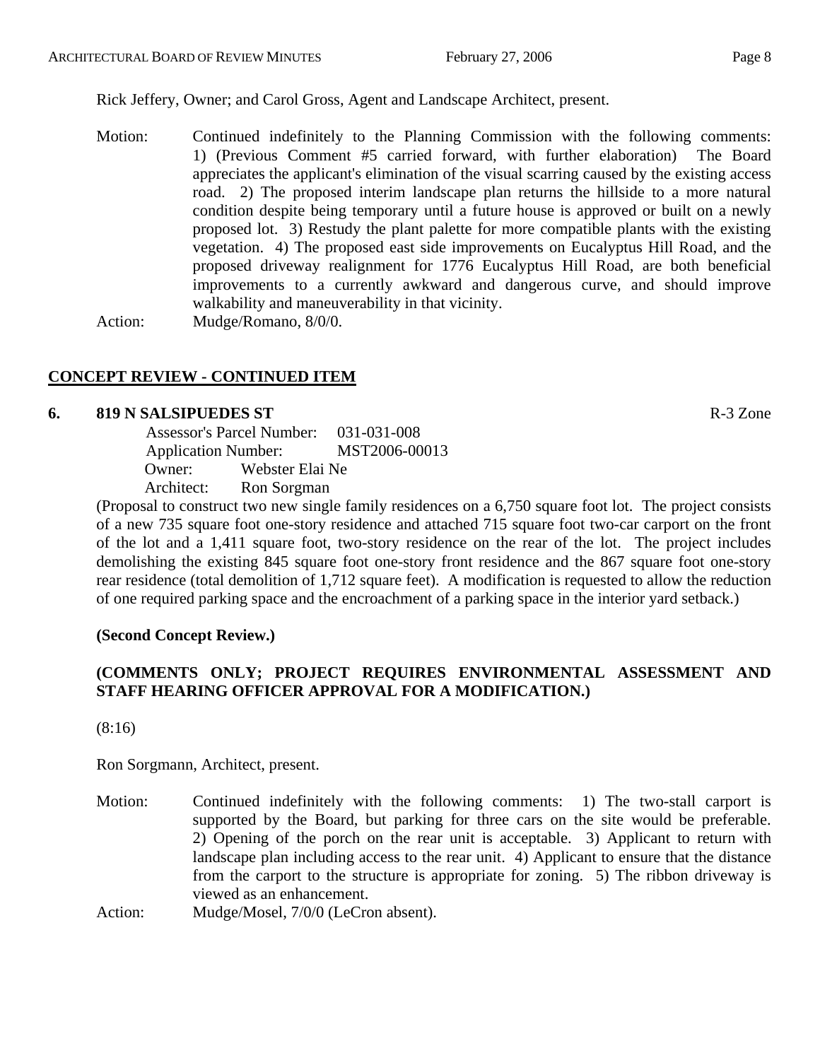Rick Jeffery, Owner; and Carol Gross, Agent and Landscape Architect, present.

Motion: Continued indefinitely to the Planning Commission with the following comments: 1) (Previous Comment #5 carried forward, with further elaboration) The Board appreciates the applicant's elimination of the visual scarring caused by the existing access road. 2) The proposed interim landscape plan returns the hillside to a more natural condition despite being temporary until a future house is approved or built on a newly proposed lot. 3) Restudy the plant palette for more compatible plants with the existing vegetation. 4) The proposed east side improvements on Eucalyptus Hill Road, and the proposed driveway realignment for 1776 Eucalyptus Hill Road, are both beneficial improvements to a currently awkward and dangerous curve, and should improve walkability and maneuverability in that vicinity.

Action: Mudge/Romano, 8/0/0.

## CONCEPT REVIEW - CONTINUED ITEM

**6. 819 N SALSIPUEDES ST** R-3 Zone

Assessor's Parcel Number: 031-031-008
Application Number: MST2006-00013
Owner: Webster Elai Ne
Architect: Ron Sorgman

(Proposal to construct two new single family residences on a 6,750 square foot lot. The project consists of a new 735 square foot one-story residence and attached 715 square foot two-car carport on the front of the lot and a 1,411 square foot, two-story residence on the rear of the lot. The project includes demolishing the existing 845 square foot one-story front residence and the 867 square foot one-story rear residence (total demolition of 1,712 square feet). A modification is requested to allow the reduction of one required parking space and the encroachment of a parking space in the interior yard setback.)

**(Second Concept Review.)**

**(COMMENTS ONLY; PROJECT REQUIRES ENVIRONMENTAL ASSESSMENT AND STAFF HEARING OFFICER APPROVAL FOR A MODIFICATION.)**

(8:16)

Ron Sorgmann, Architect, present.

Motion: Continued indefinitely with the following comments: 1) The two-stall carport is supported by the Board, but parking for three cars on the site would be preferable. 2) Opening of the porch on the rear unit is acceptable. 3) Applicant to return with landscape plan including access to the rear unit. 4) Applicant to ensure that the distance from the carport to the structure is appropriate for zoning. 5) The ribbon driveway is viewed as an enhancement.

Action: Mudge/Mosel, 7/0/0 (LeCron absent).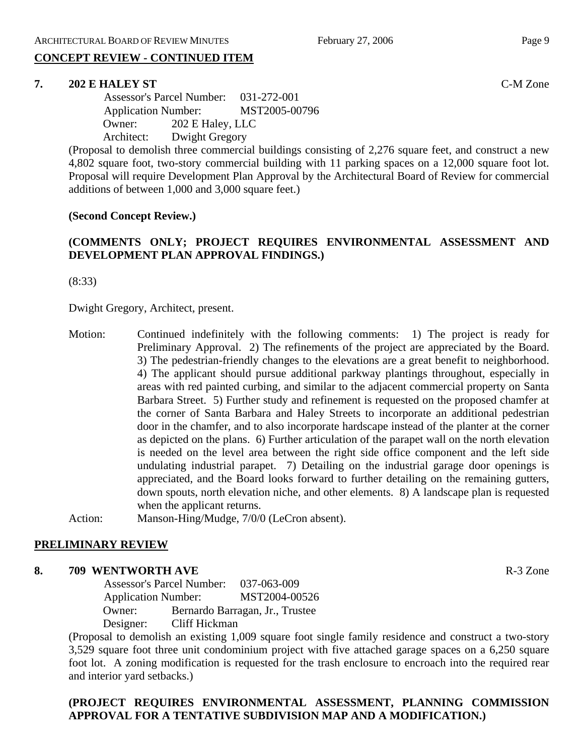## CONCEPT REVIEW - CONTINUED ITEM

**7. 202 E HALEY ST** C-M Zone

Assessor's Parcel Number: 031-272-001
Application Number: MST2005-00796
Owner: 202 E Haley, LLC
Architect: Dwight Gregory

(Proposal to demolish three commercial buildings consisting of 2,276 square feet, and construct a new 4,802 square foot, two-story commercial building with 11 parking spaces on a 12,000 square foot lot. Proposal will require Development Plan Approval by the Architectural Board of Review for commercial additions of between 1,000 and 3,000 square feet.)

**(Second Concept Review.)**

**(COMMENTS ONLY; PROJECT REQUIRES ENVIRONMENTAL ASSESSMENT AND DEVELOPMENT PLAN APPROVAL FINDINGS.)**

(8:33)

Dwight Gregory, Architect, present.

Motion: Continued indefinitely with the following comments: 1) The project is ready for Preliminary Approval. 2) The refinements of the project are appreciated by the Board. 3) The pedestrian-friendly changes to the elevations are a great benefit to neighborhood. 4) The applicant should pursue additional parkway plantings throughout, especially in areas with red painted curbing, and similar to the adjacent commercial property on Santa Barbara Street. 5) Further study and refinement is requested on the proposed chamfer at the corner of Santa Barbara and Haley Streets to incorporate an additional pedestrian door in the chamfer, and to also incorporate hardscape instead of the planter at the corner as depicted on the plans. 6) Further articulation of the parapet wall on the north elevation is needed on the level area between the right side office component and the left side undulating industrial parapet. 7) Detailing on the industrial garage door openings is appreciated, and the Board looks forward to further detailing on the remaining gutters, down spouts, north elevation niche, and other elements. 8) A landscape plan is requested when the applicant returns.

Action: Manson-Hing/Mudge, 7/0/0 (LeCron absent).

## PRELIMINARY REVIEW

**8. 709 WENTWORTH AVE** R-3 Zone

Assessor's Parcel Number: 037-063-009
Application Number: MST2004-00526
Owner: Bernardo Barragan, Jr., Trustee
Designer: Cliff Hickman

(Proposal to demolish an existing 1,009 square foot single family residence and construct a two-story 3,529 square foot three unit condominium project with five attached garage spaces on a 6,250 square foot lot. A zoning modification is requested for the trash enclosure to encroach into the required rear and interior yard setbacks.)

**(PROJECT REQUIRES ENVIRONMENTAL ASSESSMENT, PLANNING COMMISSION APPROVAL FOR A TENTATIVE SUBDIVISION MAP AND A MODIFICATION.)**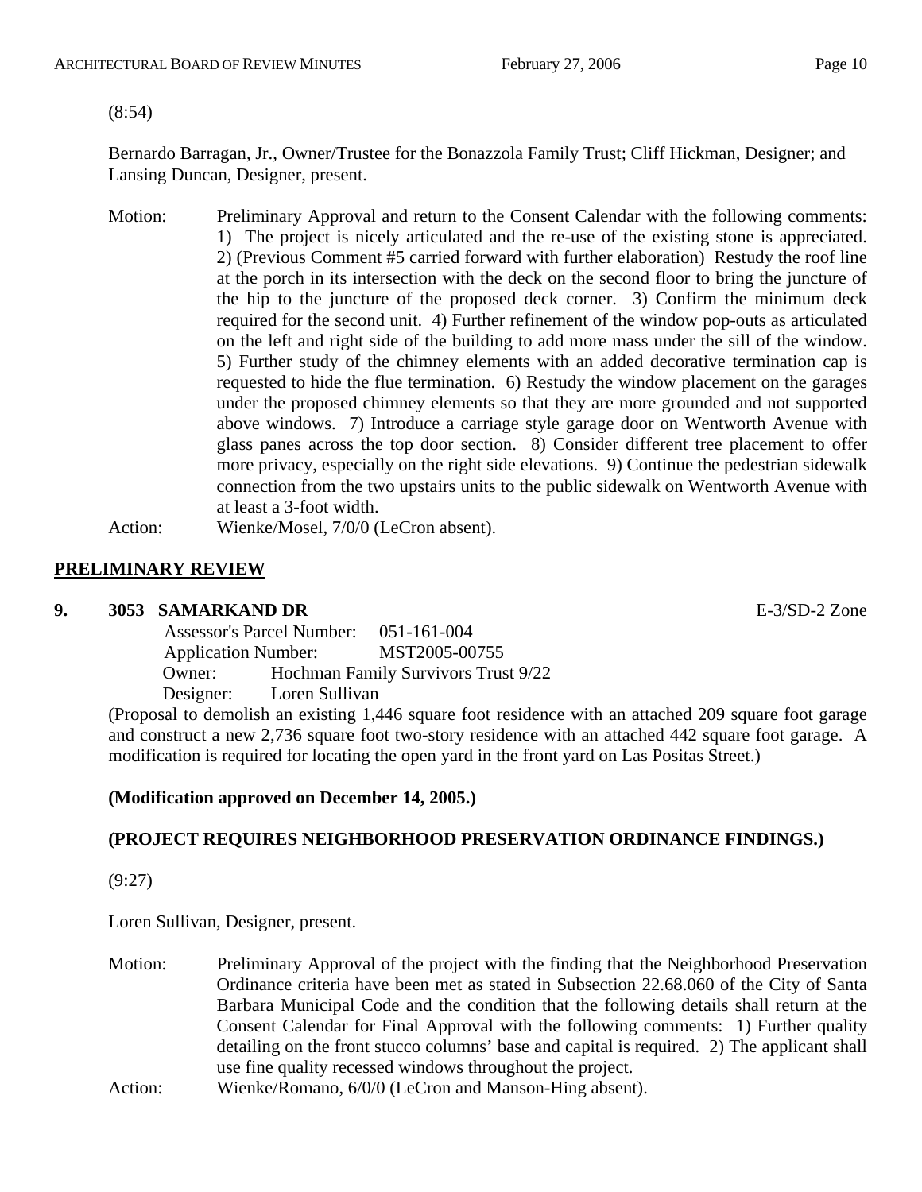(8:54)

Bernardo Barragan, Jr., Owner/Trustee for the Bonazzola Family Trust; Cliff Hickman, Designer; and Lansing Duncan, Designer, present.

Motion: Preliminary Approval and return to the Consent Calendar with the following comments: 1) The project is nicely articulated and the re-use of the existing stone is appreciated. 2) (Previous Comment #5 carried forward with further elaboration) Restudy the roof line at the porch in its intersection with the deck on the second floor to bring the juncture of the hip to the juncture of the proposed deck corner. 3) Confirm the minimum deck required for the second unit. 4) Further refinement of the window pop-outs as articulated on the left and right side of the building to add more mass under the sill of the window. 5) Further study of the chimney elements with an added decorative termination cap is requested to hide the flue termination. 6) Restudy the window placement on the garages under the proposed chimney elements so that they are more grounded and not supported above windows. 7) Introduce a carriage style garage door on Wentworth Avenue with glass panes across the top door section. 8) Consider different tree placement to offer more privacy, especially on the right side elevations. 9) Continue the pedestrian sidewalk connection from the two upstairs units to the public sidewalk on Wentworth Avenue with at least a 3-foot width.

Action: Wienke/Mosel, 7/0/0 (LeCron absent).

## PRELIMINARY REVIEW

**9. 3053 SAMARKAND DR** E-3/SD-2 Zone

Assessor's Parcel Number: 051-161-004
Application Number: MST2005-00755
Owner: Hochman Family Survivors Trust 9/22
Designer: Loren Sullivan

(Proposal to demolish an existing 1,446 square foot residence with an attached 209 square foot garage and construct a new 2,736 square foot two-story residence with an attached 442 square foot garage. A modification is required for locating the open yard in the front yard on Las Positas Street.)

**(Modification approved on December 14, 2005.)**

**(PROJECT REQUIRES NEIGHBORHOOD PRESERVATION ORDINANCE FINDINGS.)**

(9:27)

Loren Sullivan, Designer, present.

Motion: Preliminary Approval of the project with the finding that the Neighborhood Preservation Ordinance criteria have been met as stated in Subsection 22.68.060 of the City of Santa Barbara Municipal Code and the condition that the following details shall return at the Consent Calendar for Final Approval with the following comments: 1) Further quality detailing on the front stucco columns' base and capital is required. 2) The applicant shall use fine quality recessed windows throughout the project.

Action: Wienke/Romano, 6/0/0 (LeCron and Manson-Hing absent).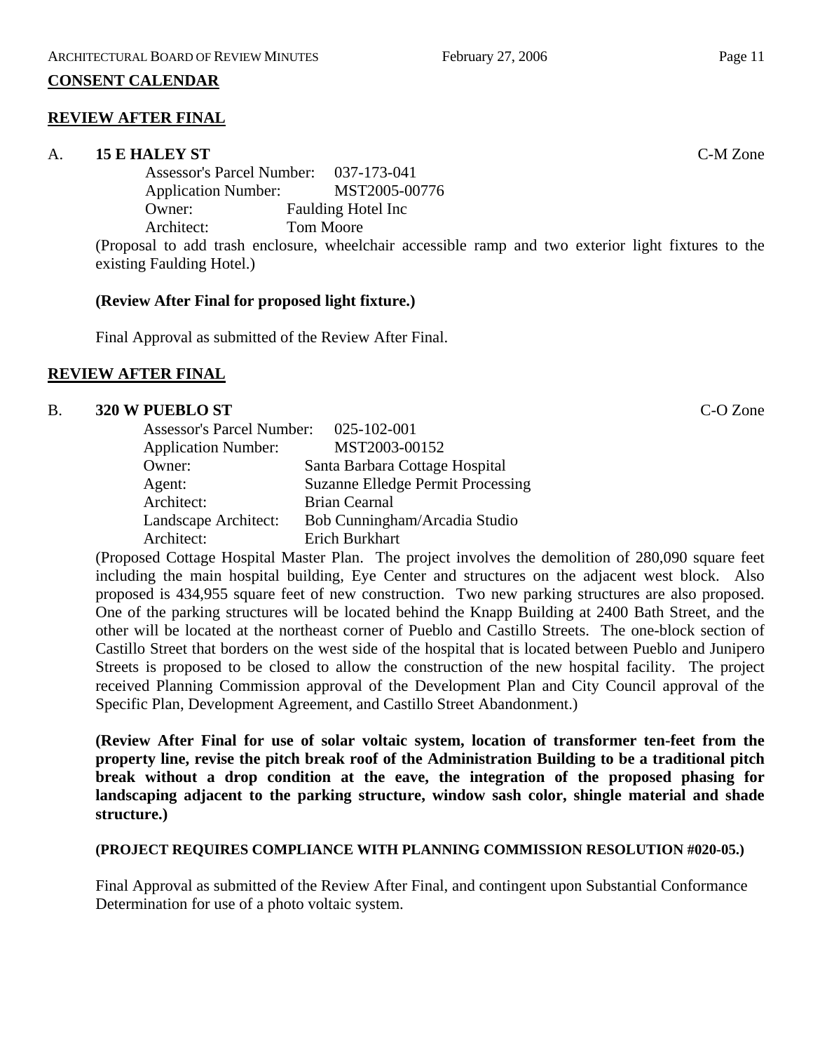## CONSENT CALENDAR

### REVIEW AFTER FINAL

A. **15 E HALEY ST** C-M Zone

Assessor's Parcel Number: 037-173-041
Application Number: MST2005-00776
Owner: Faulding Hotel Inc
Architect: Tom Moore

(Proposal to add trash enclosure, wheelchair accessible ramp and two exterior light fixtures to the existing Faulding Hotel.)

**(Review After Final for proposed light fixture.)**

Final Approval as submitted of the Review After Final.

### REVIEW AFTER FINAL

B. **320 W PUEBLO ST** C-O Zone

Assessor's Parcel Number: 025-102-001
Application Number: MST2003-00152
Owner: Santa Barbara Cottage Hospital
Agent: Suzanne Elledge Permit Processing
Architect: Brian Cearnal
Landscape Architect: Bob Cunningham/Arcadia Studio
Architect: Erich Burkhart

(Proposed Cottage Hospital Master Plan. The project involves the demolition of 280,090 square feet including the main hospital building, Eye Center and structures on the adjacent west block. Also proposed is 434,955 square feet of new construction. Two new parking structures are also proposed. One of the parking structures will be located behind the Knapp Building at 2400 Bath Street, and the other will be located at the northeast corner of Pueblo and Castillo Streets. The one-block section of Castillo Street that borders on the west side of the hospital that is located between Pueblo and Junipero Streets is proposed to be closed to allow the construction of the new hospital facility. The project received Planning Commission approval of the Development Plan and City Council approval of the Specific Plan, Development Agreement, and Castillo Street Abandonment.)

**(Review After Final for use of solar voltaic system, location of transformer ten-feet from the property line, revise the pitch break roof of the Administration Building to be a traditional pitch break without a drop condition at the eave, the integration of the proposed phasing for landscaping adjacent to the parking structure, window sash color, shingle material and shade structure.)**

**(PROJECT REQUIRES COMPLIANCE WITH PLANNING COMMISSION RESOLUTION #020-05.)**

Final Approval as submitted of the Review After Final, and contingent upon Substantial Conformance Determination for use of a photo voltaic system.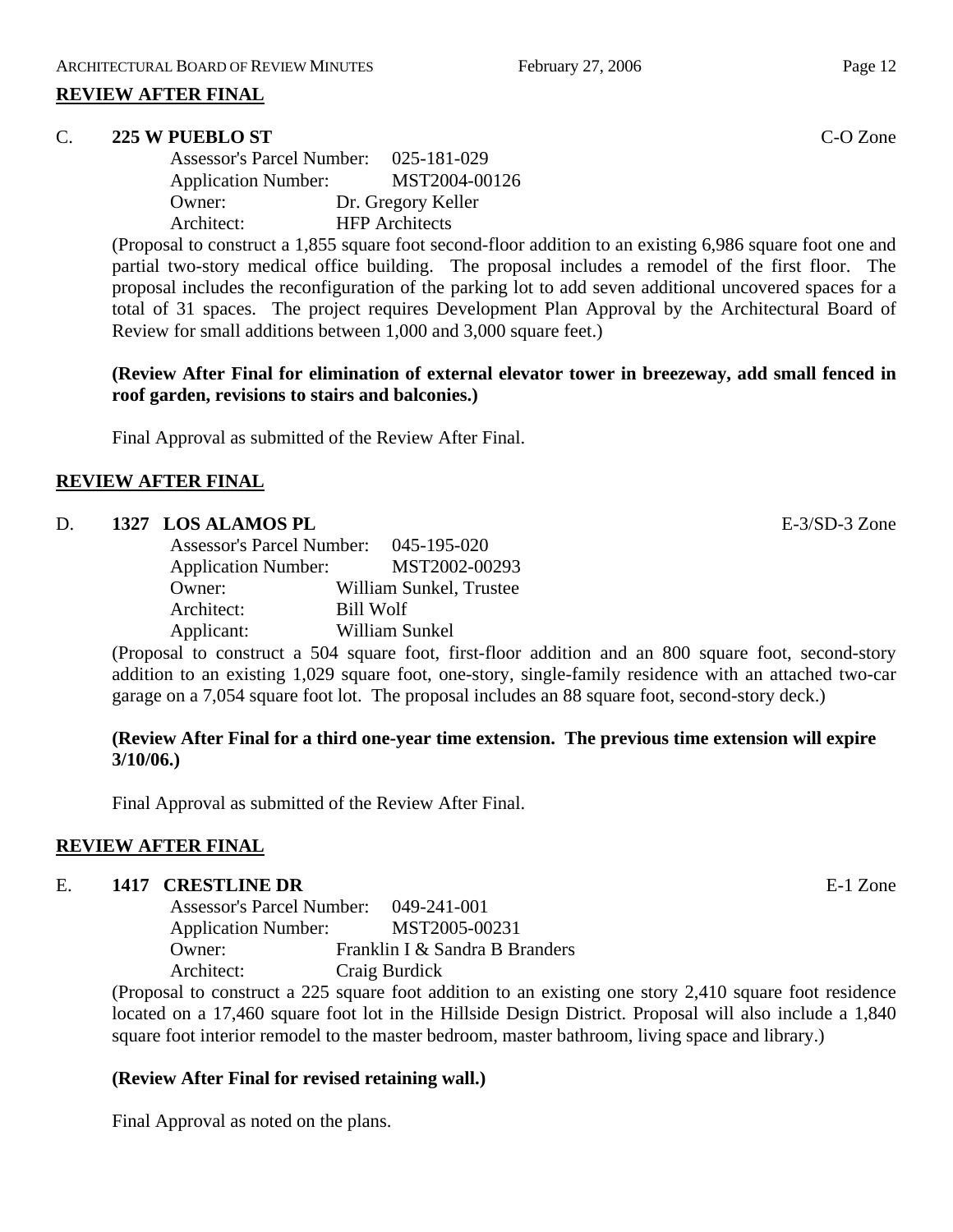## REVIEW AFTER FINAL

**C. 225 W PUEBLO ST** C-O Zone

Assessor's Parcel Number: 025-181-029
Application Number: MST2004-00126
Owner: Dr. Gregory Keller
Architect: HFP Architects

(Proposal to construct a 1,855 square foot second-floor addition to an existing 6,986 square foot one and partial two-story medical office building. The proposal includes a remodel of the first floor. The proposal includes the reconfiguration of the parking lot to add seven additional uncovered spaces for a total of 31 spaces. The project requires Development Plan Approval by the Architectural Board of Review for small additions between 1,000 and 3,000 square feet.)

**(Review After Final for elimination of external elevator tower in breezeway, add small fenced in roof garden, revisions to stairs and balconies.)**

Final Approval as submitted of the Review After Final.

## REVIEW AFTER FINAL

**D. 1327 LOS ALAMOS PL** E-3/SD-3 Zone

Assessor's Parcel Number: 045-195-020
Application Number: MST2002-00293
Owner: William Sunkel, Trustee
Architect: Bill Wolf
Applicant: William Sunkel

(Proposal to construct a 504 square foot, first-floor addition and an 800 square foot, second-story addition to an existing 1,029 square foot, one-story, single-family residence with an attached two-car garage on a 7,054 square foot lot. The proposal includes an 88 square foot, second-story deck.)

**(Review After Final for a third one-year time extension. The previous time extension will expire 3/10/06.)**

Final Approval as submitted of the Review After Final.

## REVIEW AFTER FINAL

**E. 1417 CRESTLINE DR** E-1 Zone

Assessor's Parcel Number: 049-241-001
Application Number: MST2005-00231
Owner: Franklin I & Sandra B Branders
Architect: Craig Burdick

(Proposal to construct a 225 square foot addition to an existing one story 2,410 square foot residence located on a 17,460 square foot lot in the Hillside Design District. Proposal will also include a 1,840 square foot interior remodel to the master bedroom, master bathroom, living space and library.)

**(Review After Final for revised retaining wall.)**

Final Approval as noted on the plans.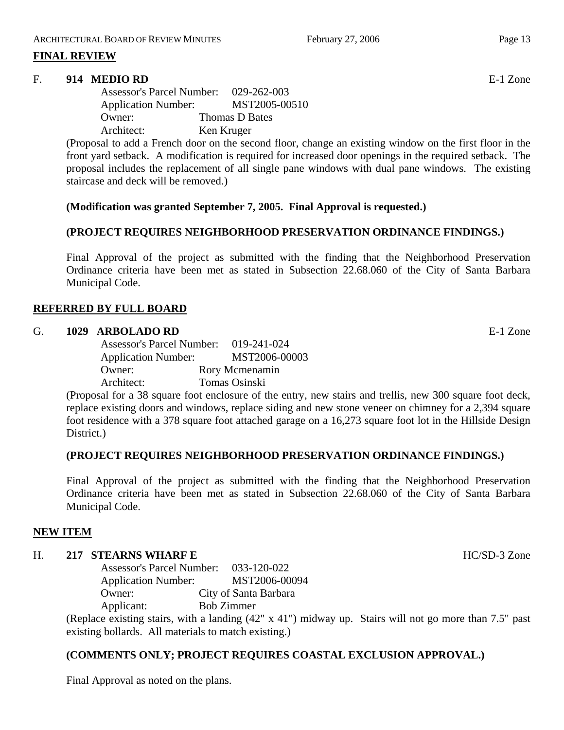**FINAL REVIEW**

F. **914 MEDIO RD** E-1 Zone

Assessor's Parcel Number: 029-262-003
Application Number: MST2005-00510
Owner: Thomas D Bates
Architect: Ken Kruger

(Proposal to add a French door on the second floor, change an existing window on the first floor in the front yard setback. A modification is required for increased door openings in the required setback. The proposal includes the replacement of all single pane windows with dual pane windows. The existing staircase and deck will be removed.)

**(Modification was granted September 7, 2005. Final Approval is requested.)**

**(PROJECT REQUIRES NEIGHBORHOOD PRESERVATION ORDINANCE FINDINGS.)**

Final Approval of the project as submitted with the finding that the Neighborhood Preservation Ordinance criteria have been met as stated in Subsection 22.68.060 of the City of Santa Barbara Municipal Code.

**REFERRED BY FULL BOARD**

G. **1029 ARBOLADO RD** E-1 Zone

Assessor's Parcel Number: 019-241-024
Application Number: MST2006-00003
Owner: Rory Mcmenamin
Architect: Tomas Osinski

(Proposal for a 38 square foot enclosure of the entry, new stairs and trellis, new 300 square foot deck, replace existing doors and windows, replace siding and new stone veneer on chimney for a 2,394 square foot residence with a 378 square foot attached garage on a 16,273 square foot lot in the Hillside Design District.)

**(PROJECT REQUIRES NEIGHBORHOOD PRESERVATION ORDINANCE FINDINGS.)**

Final Approval of the project as submitted with the finding that the Neighborhood Preservation Ordinance criteria have been met as stated in Subsection 22.68.060 of the City of Santa Barbara Municipal Code.

**NEW ITEM**

H. **217 STEARNS WHARF E** HC/SD-3 Zone

Assessor's Parcel Number: 033-120-022
Application Number: MST2006-00094
Owner: City of Santa Barbara
Applicant: Bob Zimmer

(Replace existing stairs, with a landing (42" x 41") midway up. Stairs will not go more than 7.5" past existing bollards. All materials to match existing.)

**(COMMENTS ONLY; PROJECT REQUIRES COASTAL EXCLUSION APPROVAL.)**

Final Approval as noted on the plans.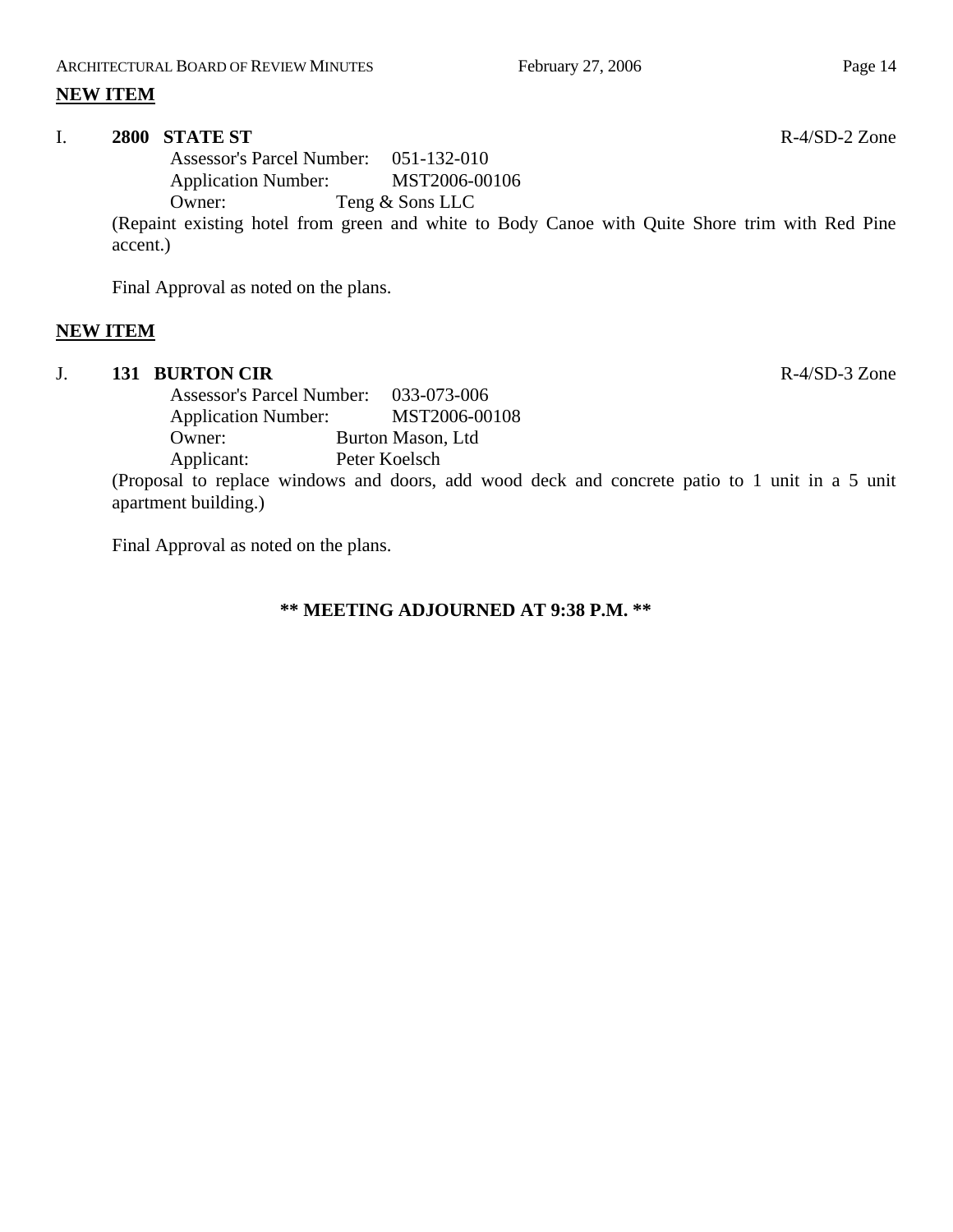**NEW ITEM**

I. **2800 STATE ST** R-4/SD-2 Zone

Assessor's Parcel Number: 051-132-010
Application Number: MST2006-00106
Owner: Teng & Sons LLC

(Repaint existing hotel from green and white to Body Canoe with Quite Shore trim with Red Pine accent.)

Final Approval as noted on the plans.

**NEW ITEM**

J. **131 BURTON CIR** R-4/SD-3 Zone

Assessor's Parcel Number: 033-073-006
Application Number: MST2006-00108
Owner: Burton Mason, Ltd
Applicant: Peter Koelsch

(Proposal to replace windows and doors, add wood deck and concrete patio to 1 unit in a 5 unit apartment building.)

Final Approval as noted on the plans.

**\*\* MEETING ADJOURNED AT 9:38 P.M. \*\***